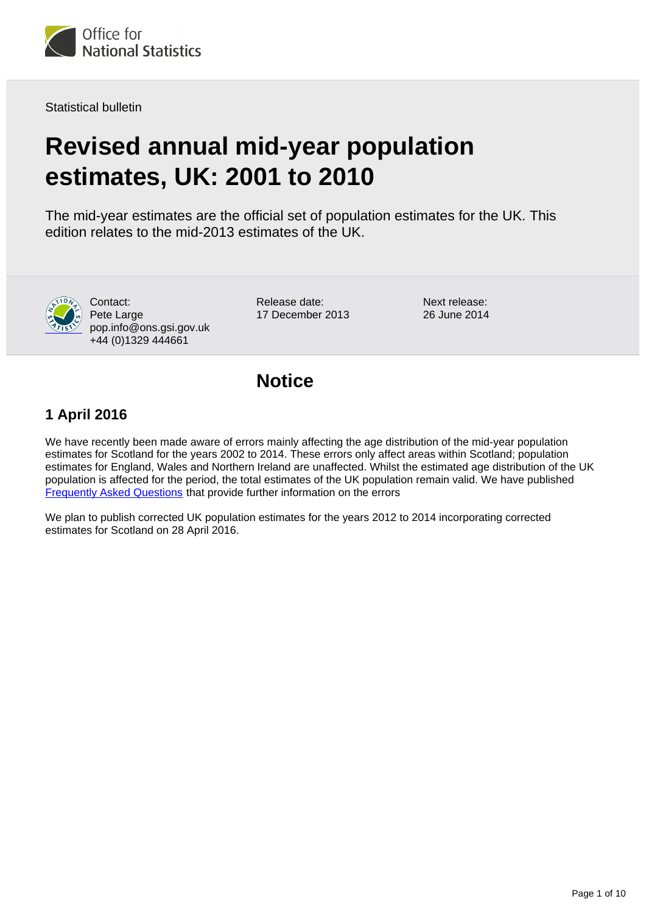Office for National Statistics

Statistical bulletin

# Revised annual mid-year population estimates, UK: 2001 to 2010

The mid-year estimates are the official set of population estimates for the UK. This edition relates to the mid-2013 estimates of the UK.

Contact:
Pete Large
pop.info@ons.gsi.gov.uk
+44 (0)1329 444661

Release date:
17 December 2013

Next release:
26 June 2014

## Notice

### 1 April 2016

We have recently been made aware of errors mainly affecting the age distribution of the mid-year population estimates for Scotland for the years 2002 to 2014. These errors only affect areas within Scotland; population estimates for England, Wales and Northern Ireland are unaffected. Whilst the estimated age distribution of the UK population is affected for the period, the total estimates of the UK population remain valid. We have published Frequently Asked Questions that provide further information on the errors

We plan to publish corrected UK population estimates for the years 2012 to 2014 incorporating corrected estimates for Scotland on 28 April 2016.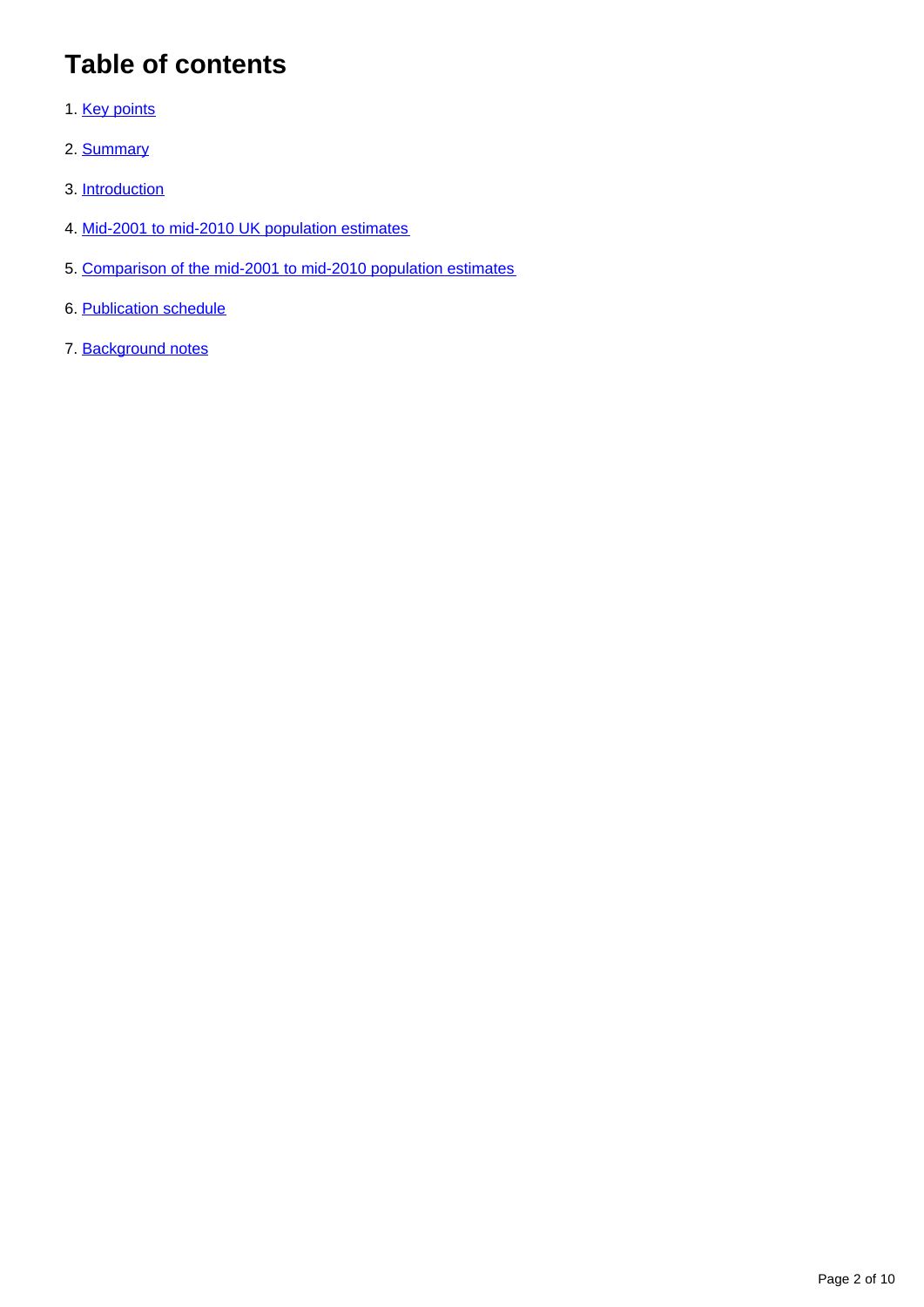# Table of contents

1. Key points

2. Summary

3. Introduction

4. Mid-2001 to mid-2010 UK population estimates

5. Comparison of the mid-2001 to mid-2010 population estimates

6. Publication schedule

7. Background notes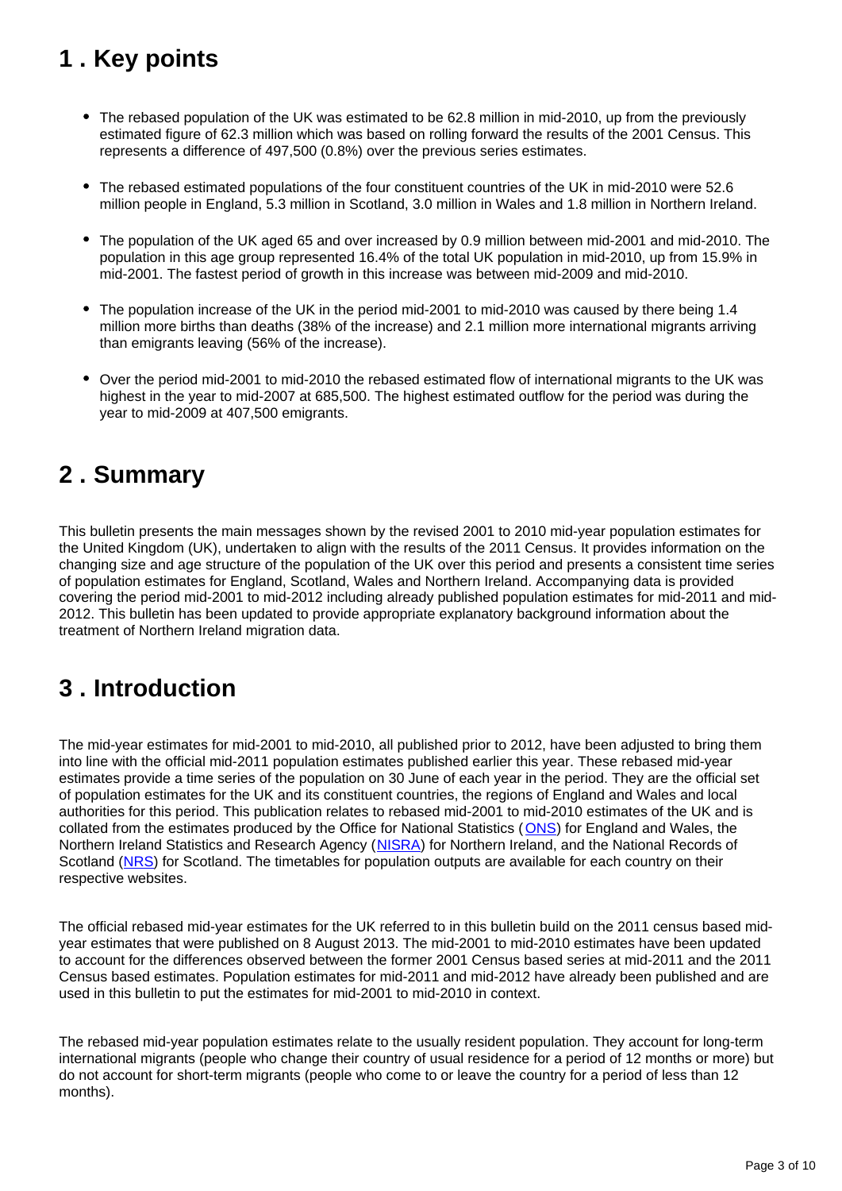## 1 . Key points

- The rebased population of the UK was estimated to be 62.8 million in mid-2010, up from the previously estimated figure of 62.3 million which was based on rolling forward the results of the 2001 Census. This represents a difference of 497,500 (0.8%) over the previous series estimates.
- The rebased estimated populations of the four constituent countries of the UK in mid-2010 were 52.6 million people in England, 5.3 million in Scotland, 3.0 million in Wales and 1.8 million in Northern Ireland.
- The population of the UK aged 65 and over increased by 0.9 million between mid-2001 and mid-2010. The population in this age group represented 16.4% of the total UK population in mid-2010, up from 15.9% in mid-2001. The fastest period of growth in this increase was between mid-2009 and mid-2010.
- The population increase of the UK in the period mid-2001 to mid-2010 was caused by there being 1.4 million more births than deaths (38% of the increase) and 2.1 million more international migrants arriving than emigrants leaving (56% of the increase).
- Over the period mid-2001 to mid-2010 the rebased estimated flow of international migrants to the UK was highest in the year to mid-2007 at 685,500. The highest estimated outflow for the period was during the year to mid-2009 at 407,500 emigrants.

## 2 . Summary

This bulletin presents the main messages shown by the revised 2001 to 2010 mid-year population estimates for the United Kingdom (UK), undertaken to align with the results of the 2011 Census. It provides information on the changing size and age structure of the population of the UK over this period and presents a consistent time series of population estimates for England, Scotland, Wales and Northern Ireland. Accompanying data is provided covering the period mid-2001 to mid-2012 including already published population estimates for mid-2011 and mid-2012. This bulletin has been updated to provide appropriate explanatory background information about the treatment of Northern Ireland migration data.

## 3 . Introduction

The mid-year estimates for mid-2001 to mid-2010, all published prior to 2012, have been adjusted to bring them into line with the official mid-2011 population estimates published earlier this year. These rebased mid-year estimates provide a time series of the population on 30 June of each year in the period. They are the official set of population estimates for the UK and its constituent countries, the regions of England and Wales and local authorities for this period. This publication relates to rebased mid-2001 to mid-2010 estimates of the UK and is collated from the estimates produced by the Office for National Statistics (ONS) for England and Wales, the Northern Ireland Statistics and Research Agency (NISRA) for Northern Ireland, and the National Records of Scotland (NRS) for Scotland. The timetables for population outputs are available for each country on their respective websites.

The official rebased mid-year estimates for the UK referred to in this bulletin build on the 2011 census based mid-year estimates that were published on 8 August 2013. The mid-2001 to mid-2010 estimates have been updated to account for the differences observed between the former 2001 Census based series at mid-2011 and the 2011 Census based estimates. Population estimates for mid-2011 and mid-2012 have already been published and are used in this bulletin to put the estimates for mid-2001 to mid-2010 in context.

The rebased mid-year population estimates relate to the usually resident population. They account for long-term international migrants (people who change their country of usual residence for a period of 12 months or more) but do not account for short-term migrants (people who come to or leave the country for a period of less than 12 months).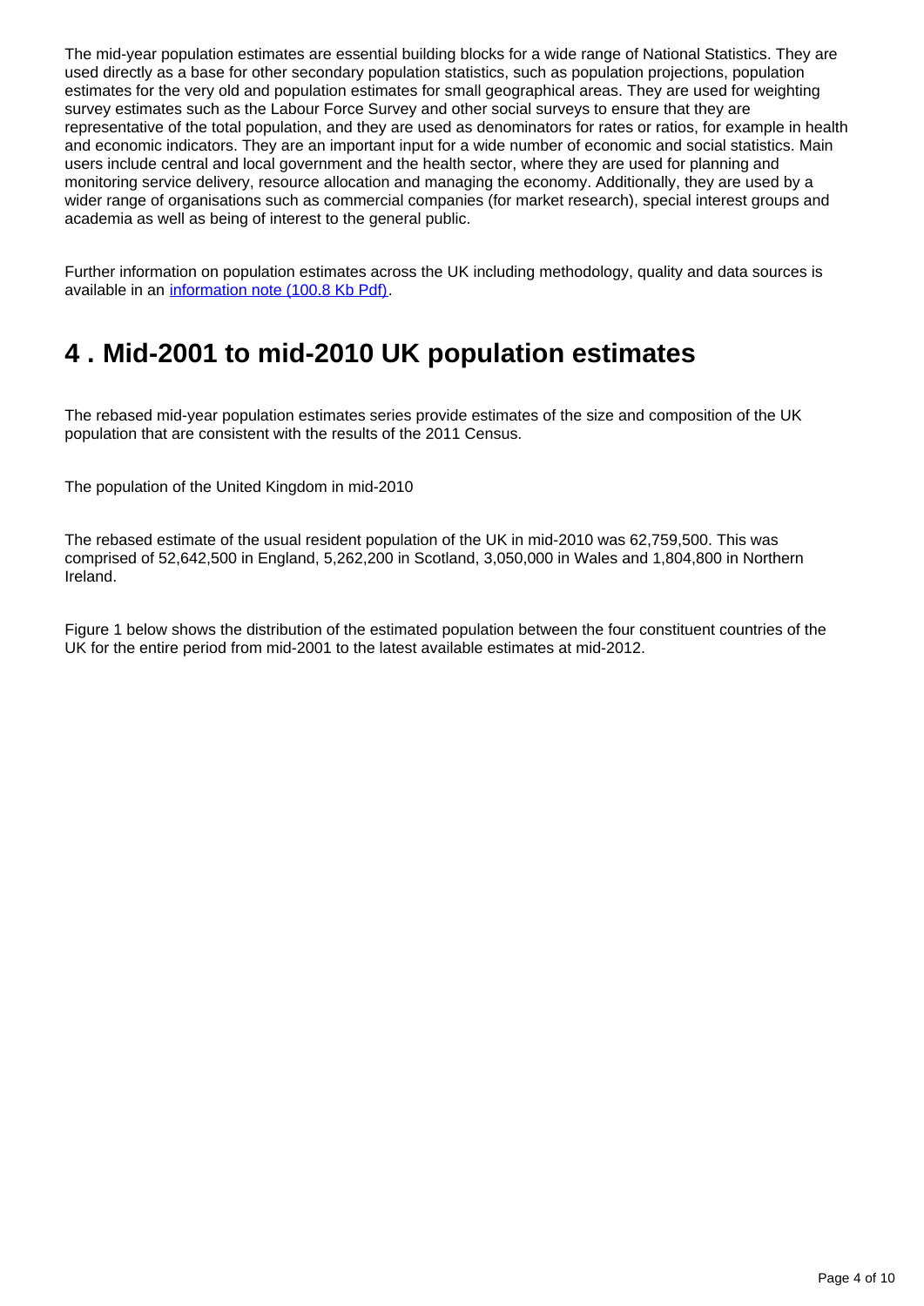The mid-year population estimates are essential building blocks for a wide range of National Statistics. They are used directly as a base for other secondary population statistics, such as population projections, population estimates for the very old and population estimates for small geographical areas. They are used for weighting survey estimates such as the Labour Force Survey and other social surveys to ensure that they are representative of the total population, and they are used as denominators for rates or ratios, for example in health and economic indicators. They are an important input for a wide number of economic and social statistics. Main users include central and local government and the health sector, where they are used for planning and monitoring service delivery, resource allocation and managing the economy. Additionally, they are used by a wider range of organisations such as commercial companies (for market research), special interest groups and academia as well as being of interest to the general public.

Further information on population estimates across the UK including methodology, quality and data sources is available in an [information note (100.8 Kb Pdf)](#).

## 4 . Mid-2001 to mid-2010 UK population estimates

The rebased mid-year population estimates series provide estimates of the size and composition of the UK population that are consistent with the results of the 2011 Census.

The population of the United Kingdom in mid-2010

The rebased estimate of the usual resident population of the UK in mid-2010 was 62,759,500. This was comprised of 52,642,500 in England, 5,262,200 in Scotland, 3,050,000 in Wales and 1,804,800 in Northern Ireland.

Figure 1 below shows the distribution of the estimated population between the four constituent countries of the UK for the entire period from mid-2001 to the latest available estimates at mid-2012.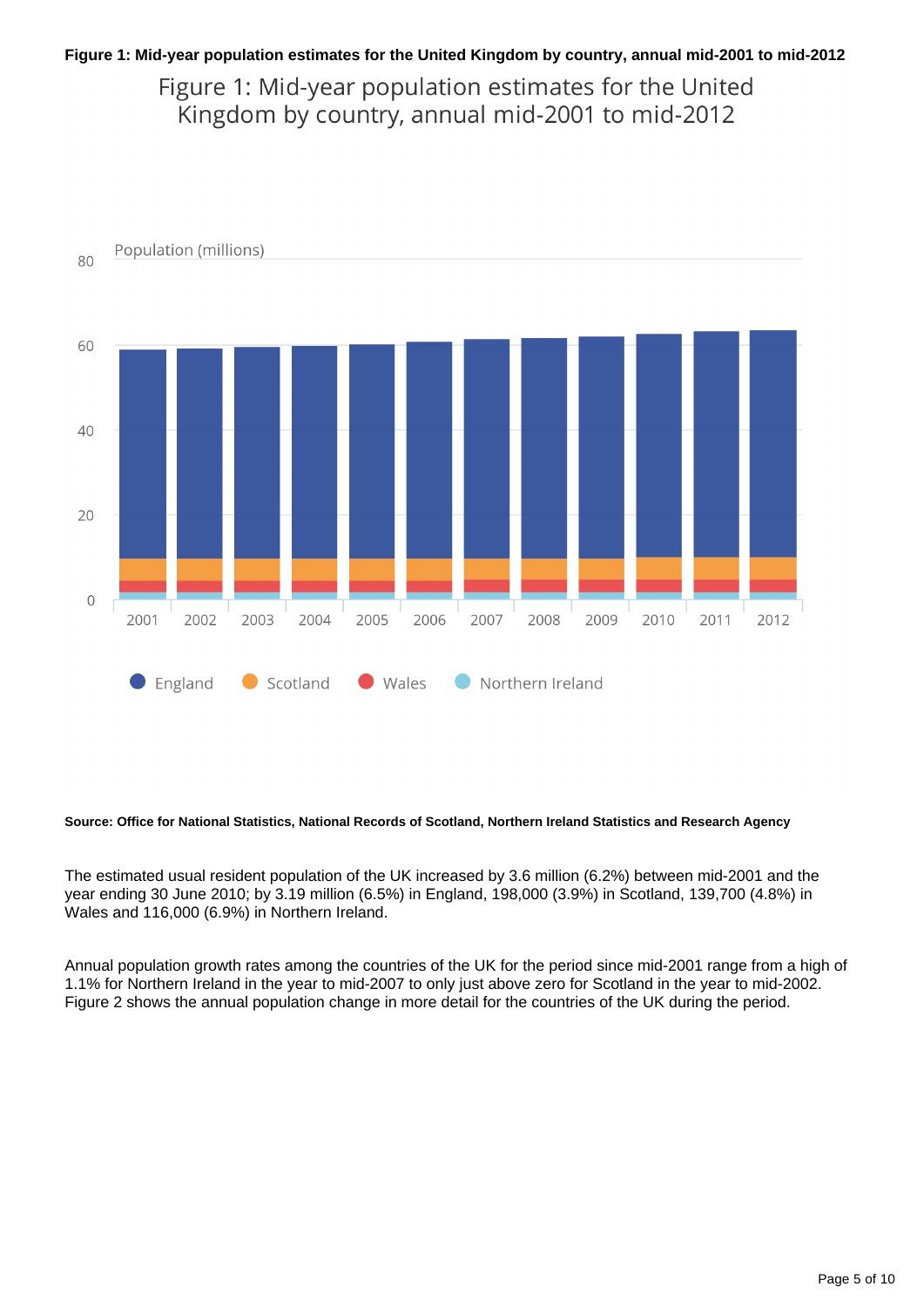**Figure 1: Mid-year population estimates for the United Kingdom by country, annual mid-2001 to mid-2012**

Figure 1: Mid-year population estimates for the United Kingdom by country, annual mid-2001 to mid-2012

Population (millions)

England, Scotland, Wales, Northern Ireland

**Source: Office for National Statistics, National Records of Scotland, Northern Ireland Statistics and Research Agency**

The estimated usual resident population of the UK increased by 3.6 million (6.2%) between mid-2001 and the year ending 30 June 2010; by 3.19 million (6.5%) in England, 198,000 (3.9%) in Scotland, 139,700 (4.8%) in Wales and 116,000 (6.9%) in Northern Ireland.

Annual population growth rates among the countries of the UK for the period since mid-2001 range from a high of 1.1% for Northern Ireland in the year to mid-2007 to only just above zero for Scotland in the year to mid-2002. Figure 2 shows the annual population change in more detail for the countries of the UK during the period.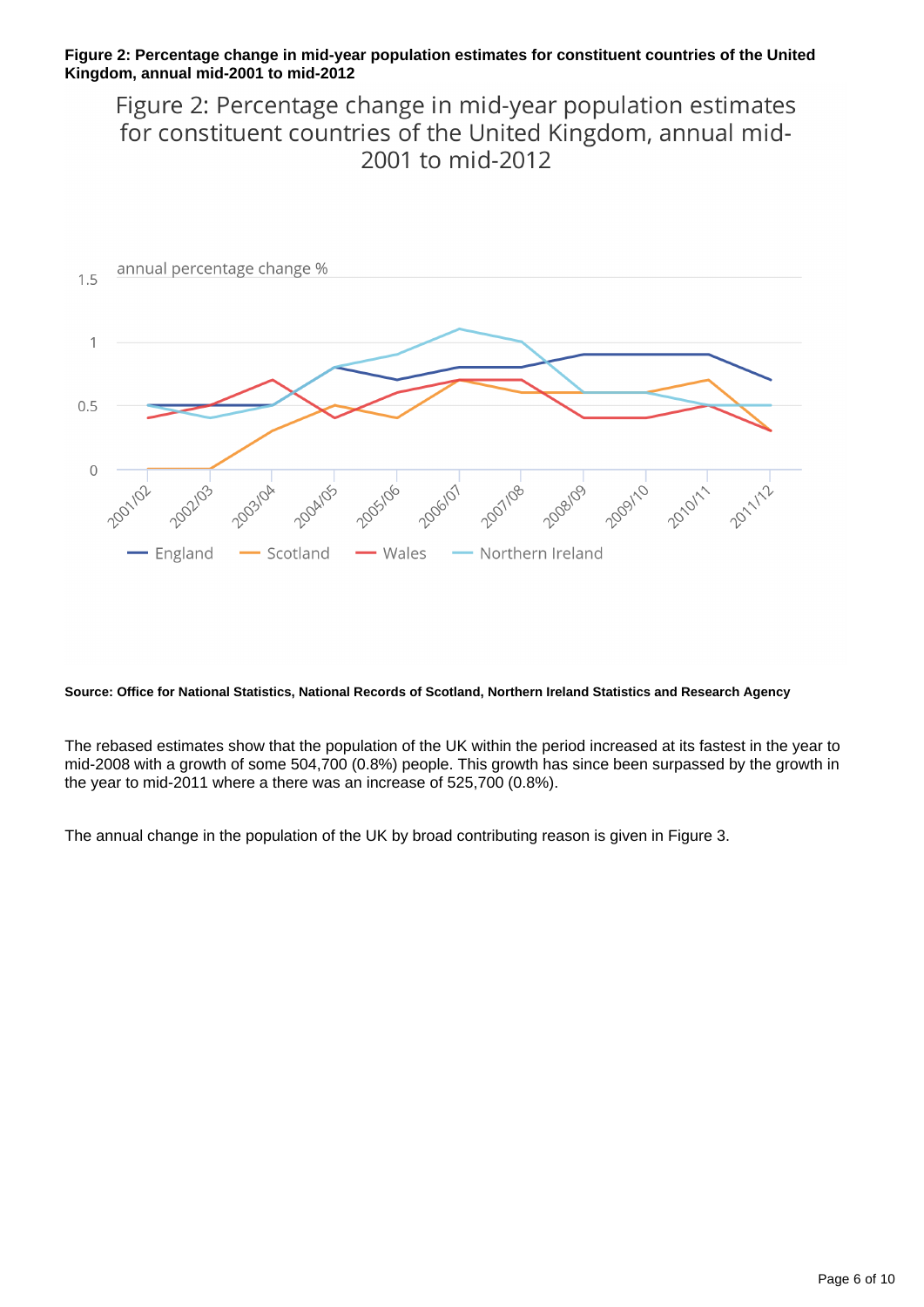**Figure 2: Percentage change in mid-year population estimates for constituent countries of the United Kingdom, annual mid-2001 to mid-2012**

**Source: Office for National Statistics, National Records of Scotland, Northern Ireland Statistics and Research Agency**

The rebased estimates show that the population of the UK within the period increased at its fastest in the year to mid-2008 with a growth of some 504,700 (0.8%) people. This growth has since been surpassed by the growth in the year to mid-2011 where a there was an increase of 525,700 (0.8%).

The annual change in the population of the UK by broad contributing reason is given in Figure 3.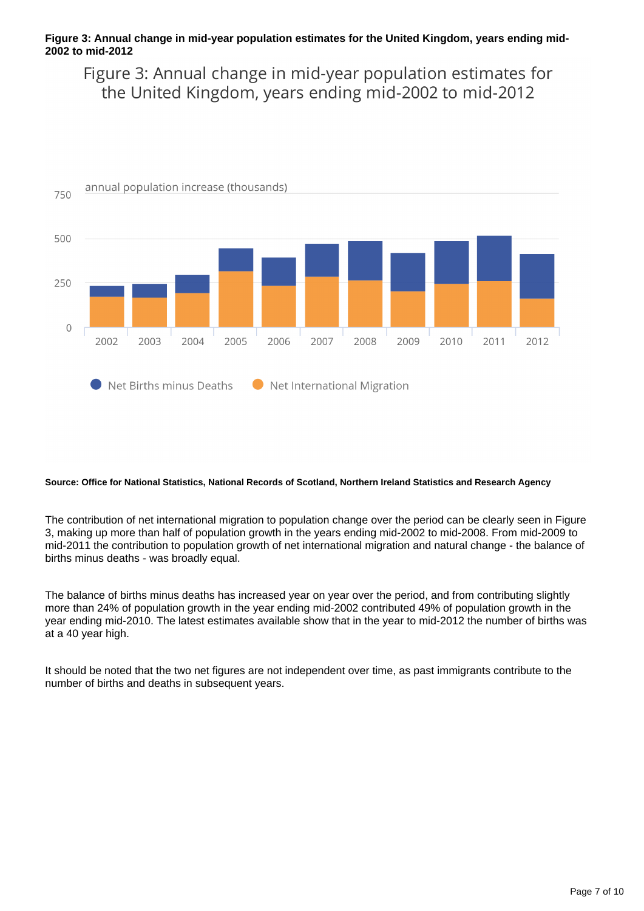**Figure 3: Annual change in mid-year population estimates for the United Kingdom, years ending mid-2002 to mid-2012**

Figure 3: Annual change in mid-year population estimates for the United Kingdom, years ending mid-2002 to mid-2012

annual population increase (thousands)

Net Births minus Deaths    Net International Migration

**Source: Office for National Statistics, National Records of Scotland, Northern Ireland Statistics and Research Agency**

The contribution of net international migration to population change over the period can be clearly seen in Figure 3, making up more than half of population growth in the years ending mid-2002 to mid-2008. From mid-2009 to mid-2011 the contribution to population growth of net international migration and natural change - the balance of births minus deaths - was broadly equal.

The balance of births minus deaths has increased year on year over the period, and from contributing slightly more than 24% of population growth in the year ending mid-2002 contributed 49% of population growth in the year ending mid-2010. The latest estimates available show that in the year to mid-2012 the number of births was at a 40 year high.

It should be noted that the two net figures are not independent over time, as past immigrants contribute to the number of births and deaths in subsequent years.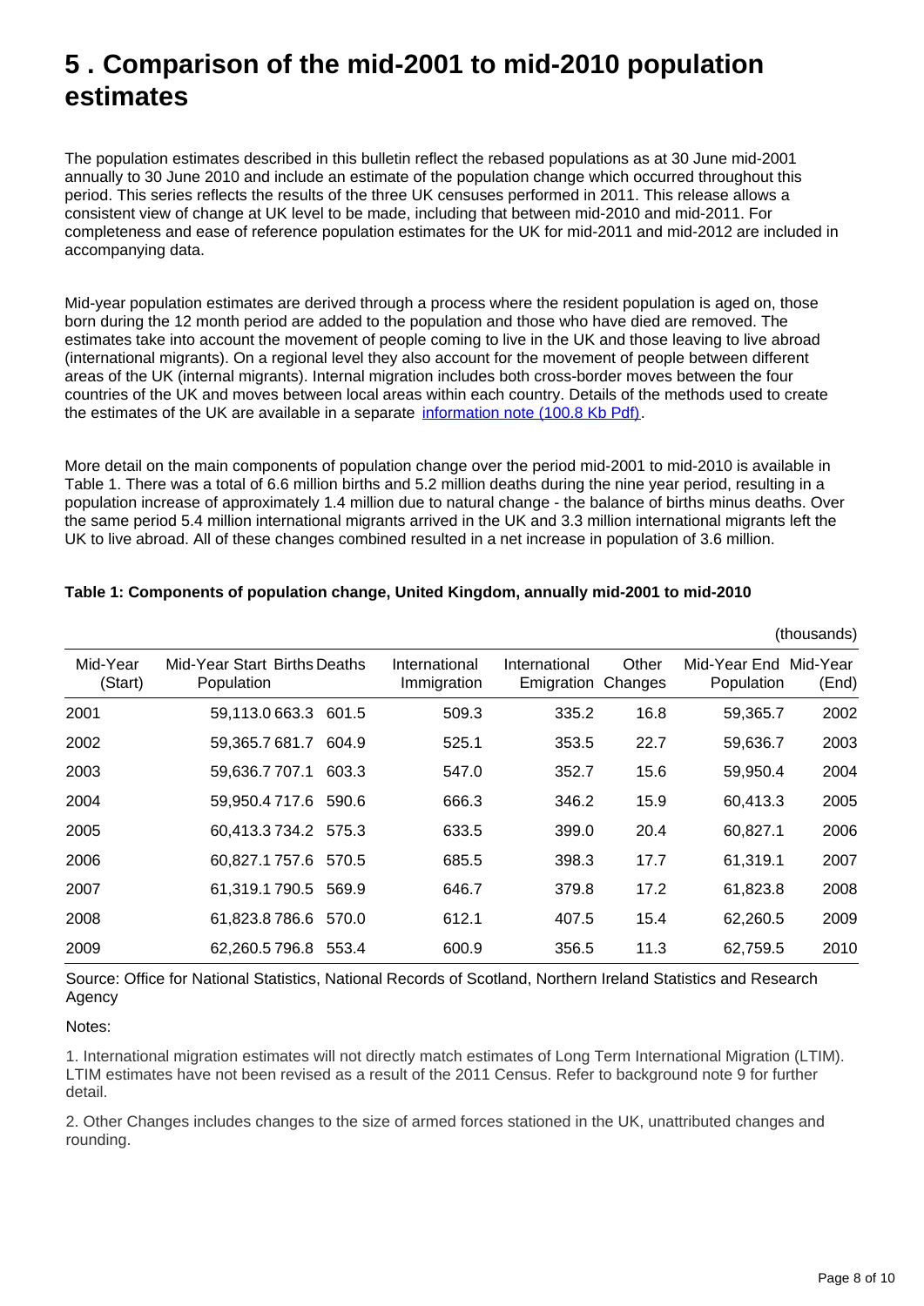# 5 . Comparison of the mid-2001 to mid-2010 population estimates

The population estimates described in this bulletin reflect the rebased populations as at 30 June mid-2001 annually to 30 June 2010 and include an estimate of the population change which occurred throughout this period. This series reflects the results of the three UK censuses performed in 2011. This release allows a consistent view of change at UK level to be made, including that between mid-2010 and mid-2011. For completeness and ease of reference population estimates for the UK for mid-2011 and mid-2012 are included in accompanying data.

Mid-year population estimates are derived through a process where the resident population is aged on, those born during the 12 month period are added to the population and those who have died are removed. The estimates take into account the movement of people coming to live in the UK and those leaving to live abroad (international migrants). On a regional level they also account for the movement of people between different areas of the UK (internal migrants). Internal migration includes both cross-border moves between the four countries of the UK and moves between local areas within each country. Details of the methods used to create the estimates of the UK are available in a separate [information note (100.8 Kb Pdf)](#).

More detail on the main components of population change over the period mid-2001 to mid-2010 is available in Table 1. There was a total of 6.6 million births and 5.2 million deaths during the nine year period, resulting in a population increase of approximately 1.4 million due to natural change - the balance of births minus deaths. Over the same period 5.4 million international migrants arrived in the UK and 3.3 million international migrants left the UK to live abroad. All of these changes combined resulted in a net increase in population of 3.6 million.

**Table 1: Components of population change, United Kingdom, annually mid-2001 to mid-2010**

(thousands)

| Mid-Year (Start) | Mid-Year Start Population | Births | Deaths | International Immigration | International Emigration | Other Changes | Mid-Year End Population | Mid-Year (End) |
|---|---|---|---|---|---|---|---|---|
| 2001 | 59,113.0 | 663.3 | 601.5 | 509.3 | 335.2 | 16.8 | 59,365.7 | 2002 |
| 2002 | 59,365.7 | 681.7 | 604.9 | 525.1 | 353.5 | 22.7 | 59,636.7 | 2003 |
| 2003 | 59,636.7 | 707.1 | 603.3 | 547.0 | 352.7 | 15.6 | 59,950.4 | 2004 |
| 2004 | 59,950.4 | 717.6 | 590.6 | 666.3 | 346.2 | 15.9 | 60,413.3 | 2005 |
| 2005 | 60,413.3 | 734.2 | 575.3 | 633.5 | 399.0 | 20.4 | 60,827.1 | 2006 |
| 2006 | 60,827.1 | 757.6 | 570.5 | 685.5 | 398.3 | 17.7 | 61,319.1 | 2007 |
| 2007 | 61,319.1 | 790.5 | 569.9 | 646.7 | 379.8 | 17.2 | 61,823.8 | 2008 |
| 2008 | 61,823.8 | 786.6 | 570.0 | 612.1 | 407.5 | 15.4 | 62,260.5 | 2009 |
| 2009 | 62,260.5 | 796.8 | 553.4 | 600.9 | 356.5 | 11.3 | 62,759.5 | 2010 |

Source: Office for National Statistics, National Records of Scotland, Northern Ireland Statistics and Research Agency

Notes:

1. International migration estimates will not directly match estimates of Long Term International Migration (LTIM). LTIM estimates have not been revised as a result of the 2011 Census. Refer to background note 9 for further detail.

2. Other Changes includes changes to the size of armed forces stationed in the UK, unattributed changes and rounding.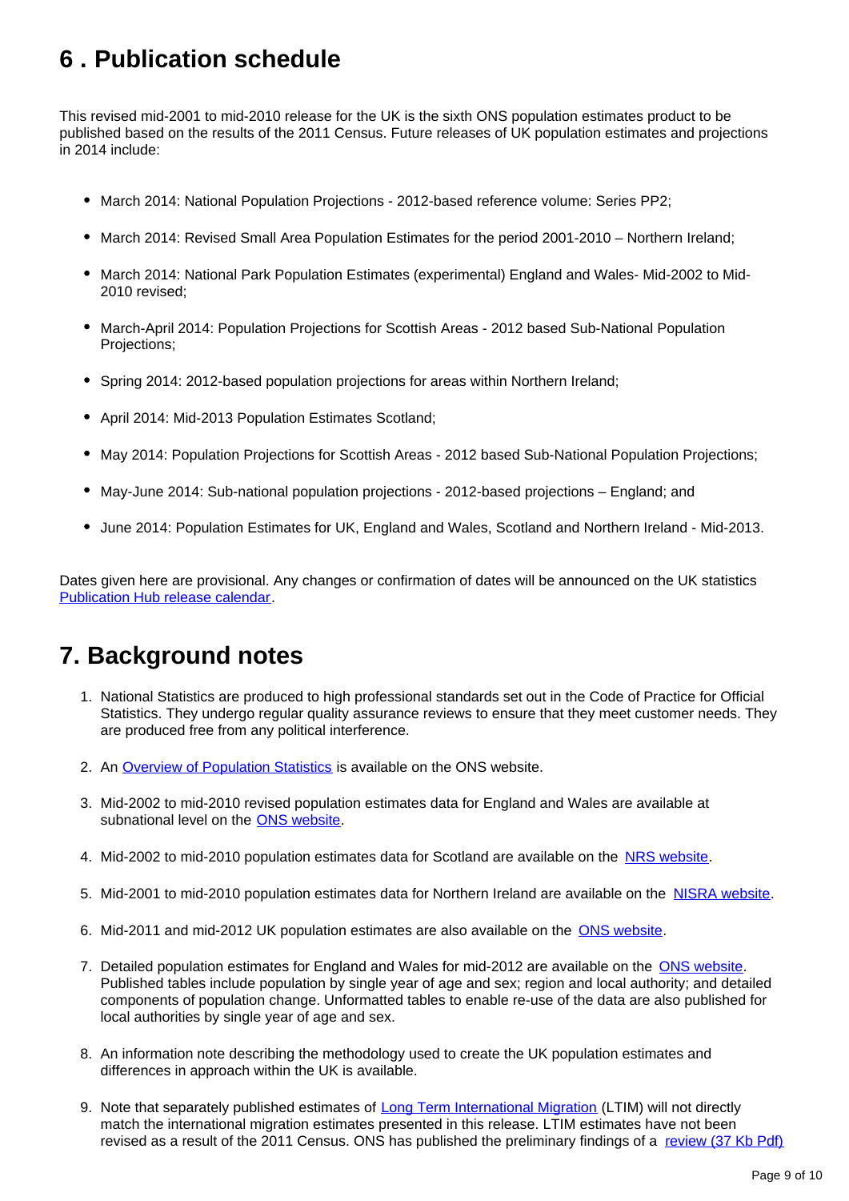## 6 . Publication schedule

This revised mid-2001 to mid-2010 release for the UK is the sixth ONS population estimates product to be published based on the results of the 2011 Census. Future releases of UK population estimates and projections in 2014 include:

- March 2014: National Population Projections - 2012-based reference volume: Series PP2;
- March 2014: Revised Small Area Population Estimates for the period 2001-2010 – Northern Ireland;
- March 2014: National Park Population Estimates (experimental) England and Wales- Mid-2002 to Mid-2010 revised;
- March-April 2014: Population Projections for Scottish Areas - 2012 based Sub-National Population Projections;
- Spring 2014: 2012-based population projections for areas within Northern Ireland;
- April 2014: Mid-2013 Population Estimates Scotland;
- May 2014: Population Projections for Scottish Areas - 2012 based Sub-National Population Projections;
- May-June 2014: Sub-national population projections - 2012-based projections – England; and
- June 2014: Population Estimates for UK, England and Wales, Scotland and Northern Ireland - Mid-2013.

Dates given here are provisional. Any changes or confirmation of dates will be announced on the UK statistics [Publication Hub release calendar](#).

## 7. Background notes

1. National Statistics are produced to high professional standards set out in the Code of Practice for Official Statistics. They undergo regular quality assurance reviews to ensure that they meet customer needs. They are produced free from any political interference.
2. An [Overview of Population Statistics](#) is available on the ONS website.
3. Mid-2002 to mid-2010 revised population estimates data for England and Wales are available at subnational level on the [ONS website](#).
4. Mid-2002 to mid-2010 population estimates data for Scotland are available on the [NRS website](#).
5. Mid-2001 to mid-2010 population estimates data for Northern Ireland are available on the [NISRA website](#).
6. Mid-2011 and mid-2012 UK population estimates are also available on the [ONS website](#).
7. Detailed population estimates for England and Wales for mid-2012 are available on the [ONS website](#). Published tables include population by single year of age and sex; region and local authority; and detailed components of population change. Unformatted tables to enable re-use of the data are also published for local authorities by single year of age and sex.
8. An information note describing the methodology used to create the UK population estimates and differences in approach within the UK is available.
9. Note that separately published estimates of [Long Term International Migration](#) (LTIM) will not directly match the international migration estimates presented in this release. LTIM estimates have not been revised as a result of the 2011 Census. ONS has published the preliminary findings of a [review (37 Kb Pdf)](#)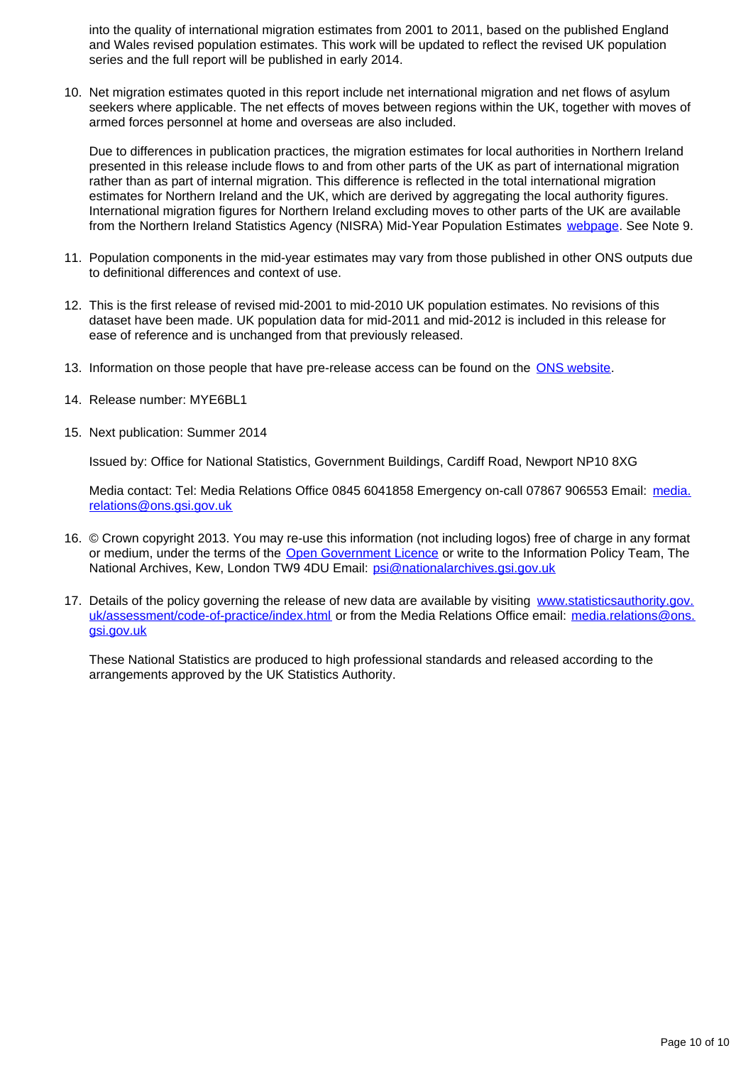into the quality of international migration estimates from 2001 to 2011, based on the published England and Wales revised population estimates. This work will be updated to reflect the revised UK population series and the full report will be published in early 2014.

10. Net migration estimates quoted in this report include net international migration and net flows of asylum seekers where applicable. The net effects of moves between regions within the UK, together with moves of armed forces personnel at home and overseas are also included.

    Due to differences in publication practices, the migration estimates for local authorities in Northern Ireland presented in this release include flows to and from other parts of the UK as part of international migration rather than as part of internal migration. This difference is reflected in the total international migration estimates for Northern Ireland and the UK, which are derived by aggregating the local authority figures. International migration figures for Northern Ireland excluding moves to other parts of the UK are available from the Northern Ireland Statistics Agency (NISRA) Mid-Year Population Estimates webpage. See Note 9.

11. Population components in the mid-year estimates may vary from those published in other ONS outputs due to definitional differences and context of use.

12. This is the first release of revised mid-2001 to mid-2010 UK population estimates. No revisions of this dataset have been made. UK population data for mid-2011 and mid-2012 is included in this release for ease of reference and is unchanged from that previously released.

13. Information on those people that have pre-release access can be found on the ONS website.

14. Release number: MYE6BL1

15. Next publication: Summer 2014

    Issued by: Office for National Statistics, Government Buildings, Cardiff Road, Newport NP10 8XG

    Media contact: Tel: Media Relations Office 0845 6041858 Emergency on-call 07867 906553 Email: media.relations@ons.gsi.gov.uk

16. © Crown copyright 2013. You may re-use this information (not including logos) free of charge in any format or medium, under the terms of the Open Government Licence or write to the Information Policy Team, The National Archives, Kew, London TW9 4DU Email: psi@nationalarchives.gsi.gov.uk

17. Details of the policy governing the release of new data are available by visiting www.statisticsauthority.gov.uk/assessment/code-of-practice/index.html or from the Media Relations Office email: media.relations@ons.gsi.gov.uk

    These National Statistics are produced to high professional standards and released according to the arrangements approved by the UK Statistics Authority.